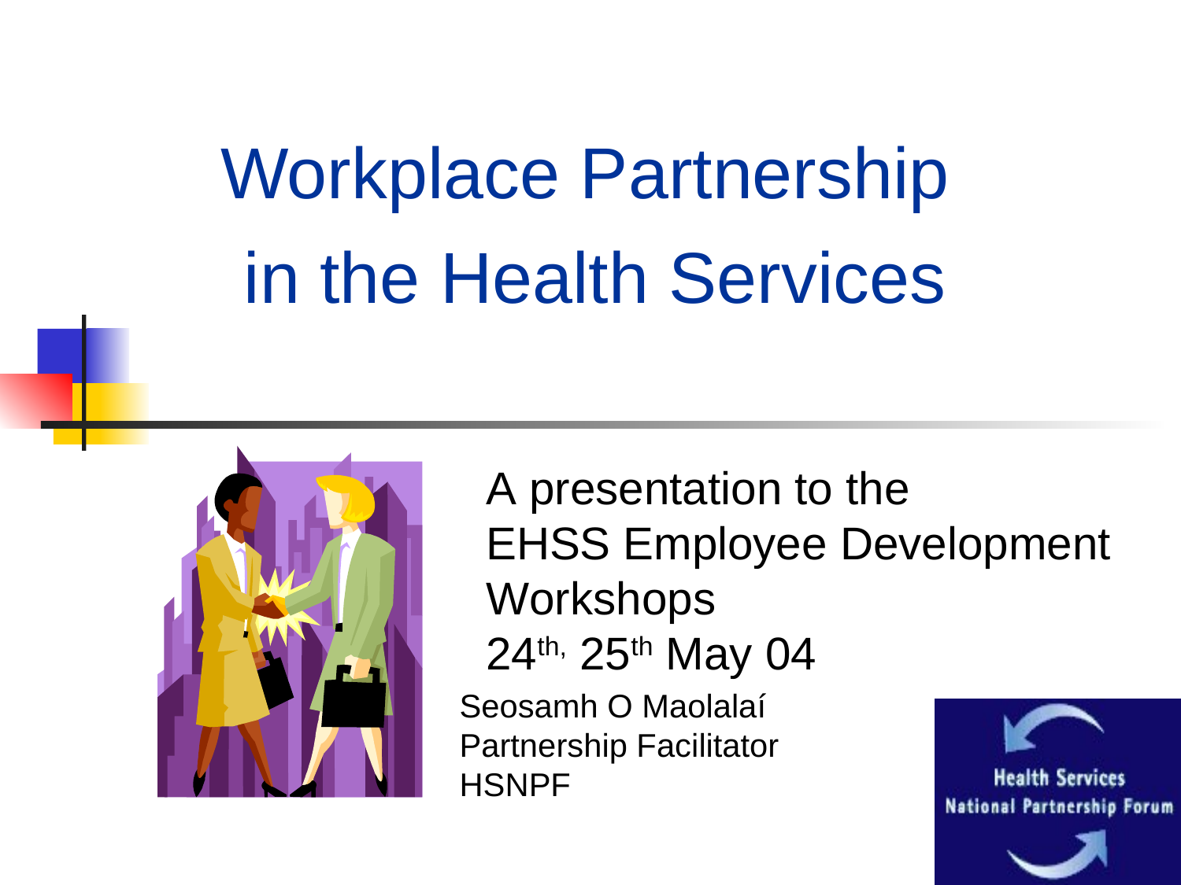# Workplace Partnership in the Health Services

A presentation to the EHSS Employee Development Workshops

24th, 25th May 04

Seosamh O Maolalaí
Partnership Facilitator
HSNPF

Health Services National Partnership Forum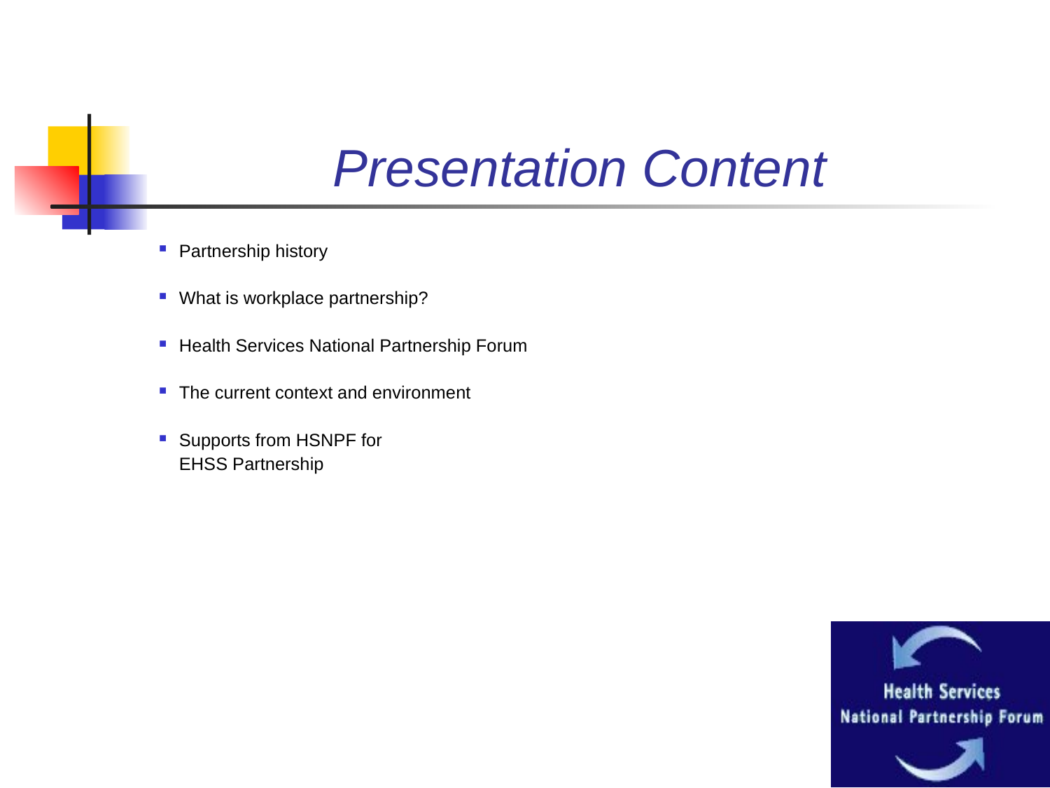# *Presentation Content*

- Partnership history
- What is workplace partnership?
- Health Services National Partnership Forum
- The current context and environment
- Supports from HSNPF for EHSS Partnership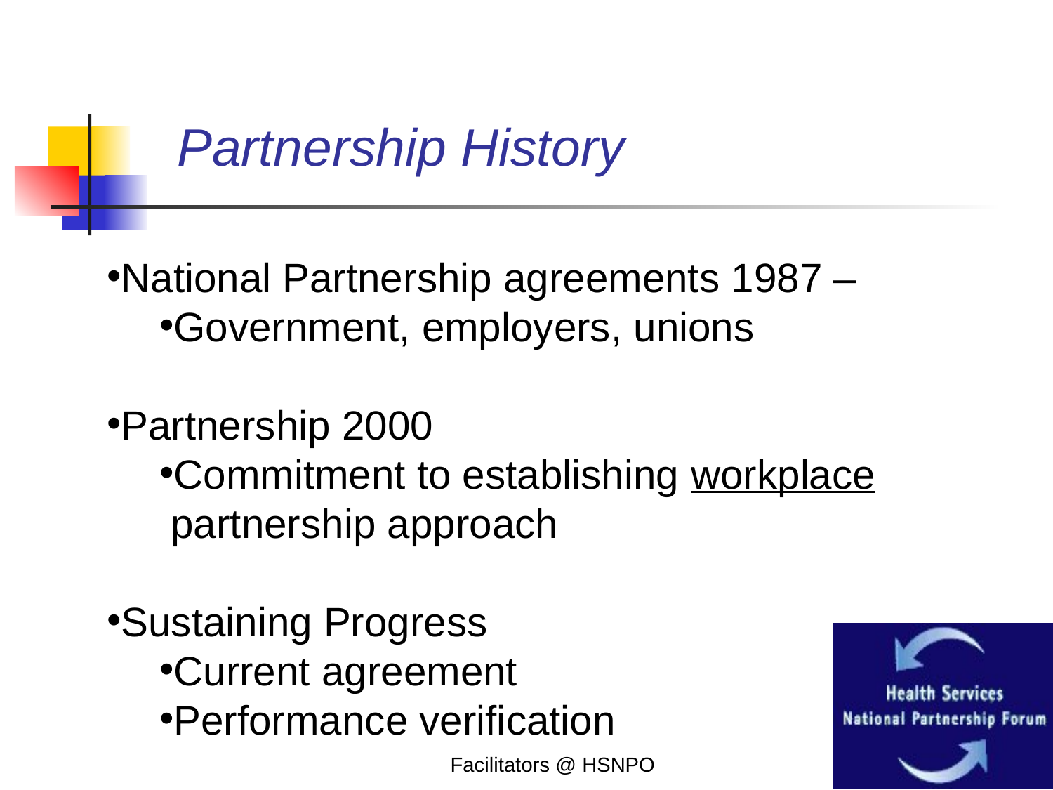# *Partnership History*

- National Partnership agreements 1987 –
  - Government, employers, unions
- Partnership 2000
  - Commitment to establishing <u>workplace</u> partnership approach
- Sustaining Progress
  - Current agreement
  - Performance verification

Facilitators @ HSNPO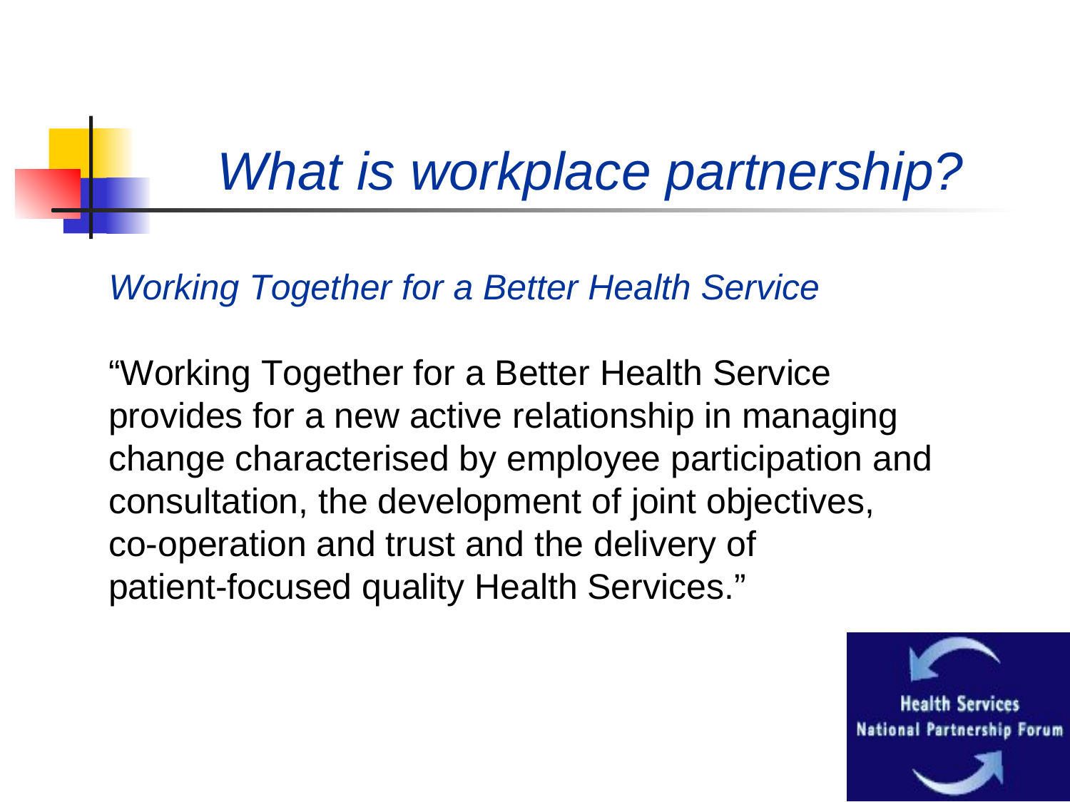# *What is workplace partnership?*

*Working Together for a Better Health Service*

"Working Together for a Better Health Service provides for a new active relationship in managing change characterised by employee participation and consultation, the development of joint objectives, co-operation and trust and the delivery of patient-focused quality Health Services."

Health Services National Partnership Forum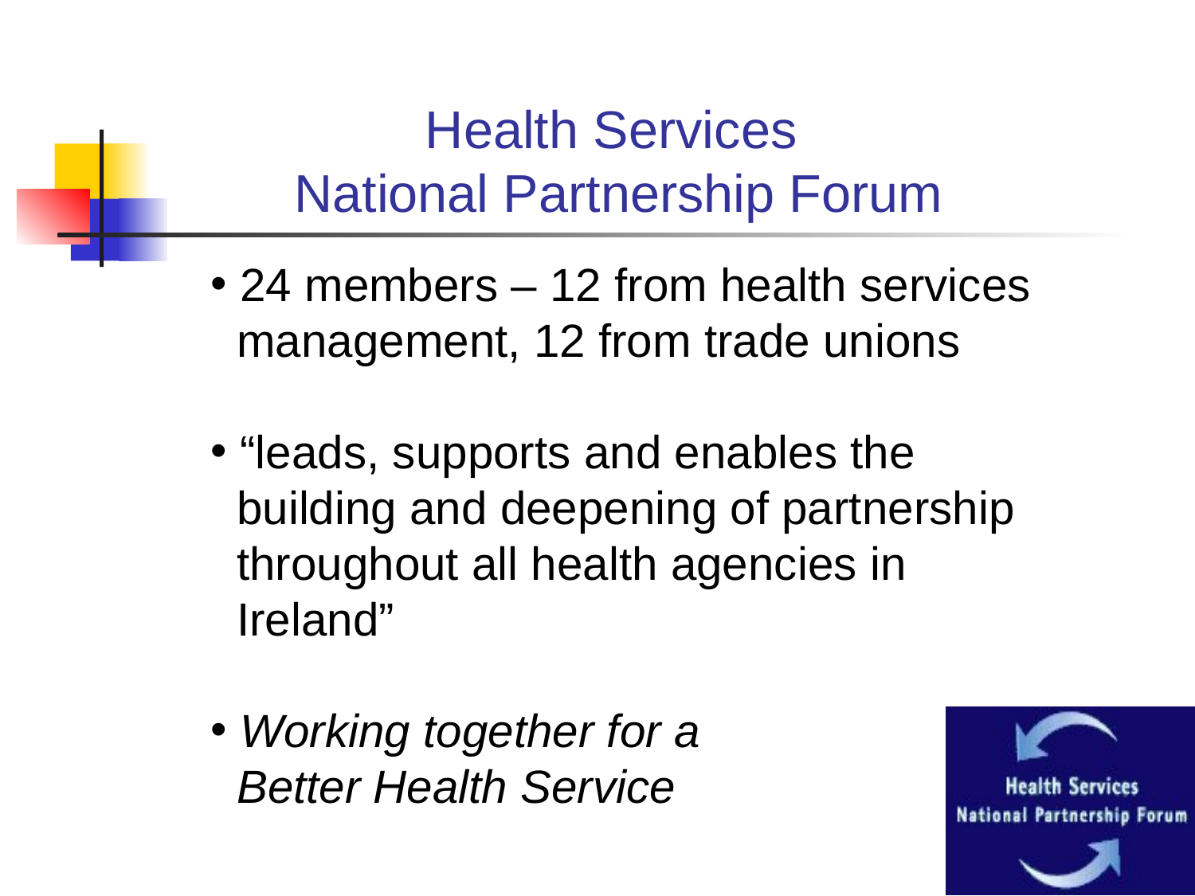# Health Services National Partnership Forum

- 24 members – 12 from health services management, 12 from trade unions
- “leads, supports and enables the building and deepening of partnership throughout all health agencies in Ireland”
- *Working together for a Better Health Service*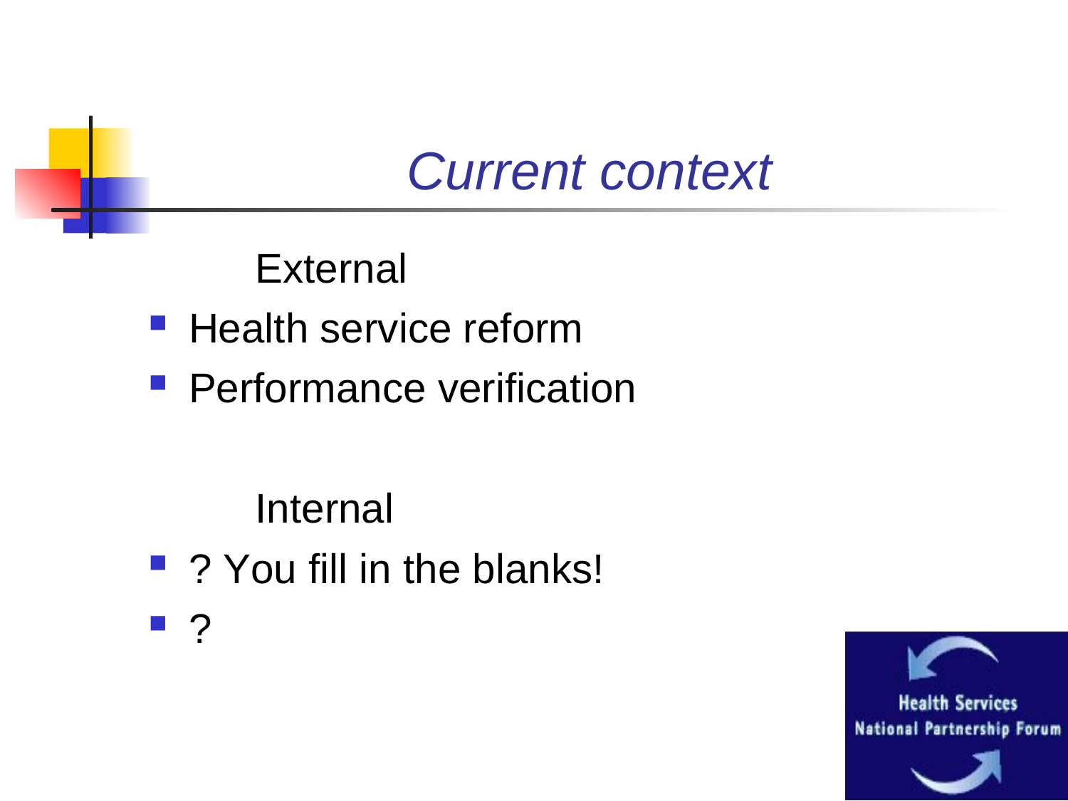# *Current context*

External

- Health service reform
- Performance verification

Internal

- ? You fill in the blanks!
- ?

Health Services National Partnership Forum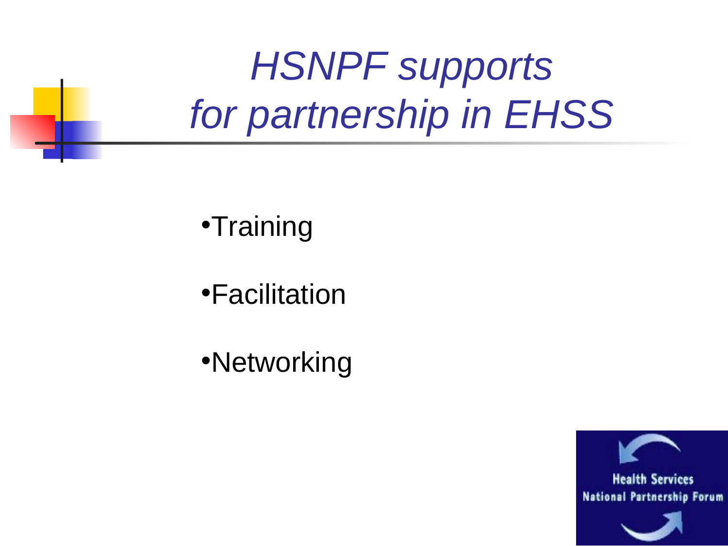# *HSNPF supports for partnership in EHSS*

- Training
- Facilitation
- Networking

Health Services National Partnership Forum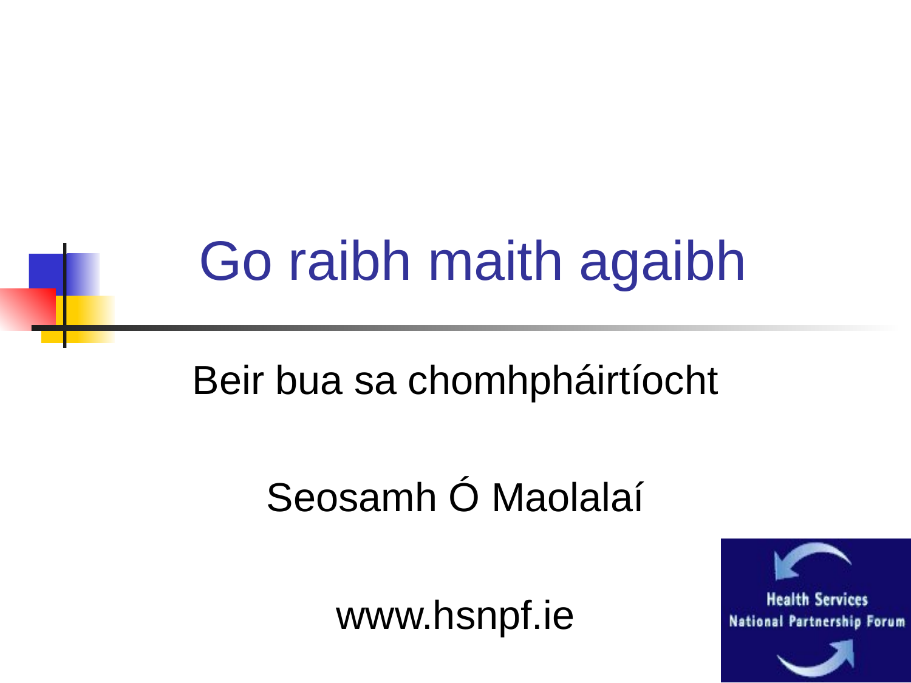# Go raibh maith agaibh

Beir bua sa chomhpháirtíocht

Seosamh Ó Maolalaí

www.hsnpf.ie

Health Services National Partnership Forum